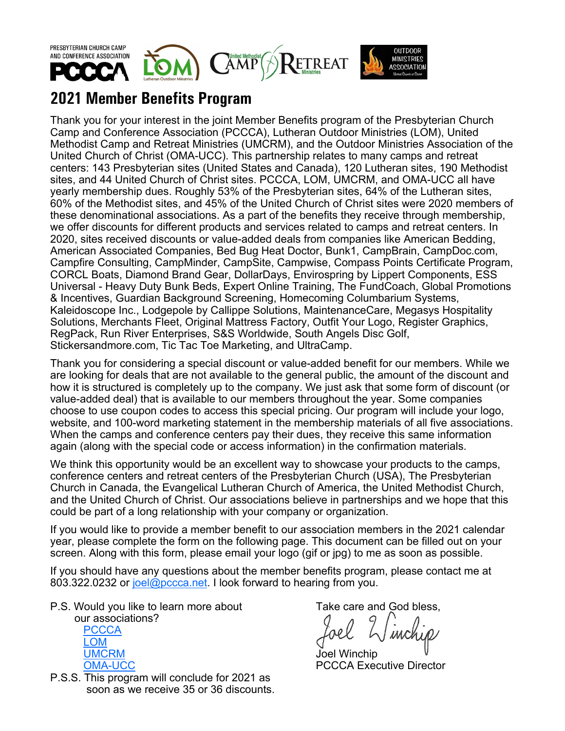PRESBYTERIAN CHURCH CAMP AND CONFERENCE ASSOCIATION PCCCA

# 2021 Member Benefits Program

Thank you for your interest in the joint Member Benefits program of the Presbyterian Church Camp and Conference Association (PCCCA), Lutheran Outdoor Ministries (LOM), United Methodist Camp and Retreat Ministries (UMCRM), and the Outdoor Ministries Association of the United Church of Christ (OMA-UCC). This partnership relates to many camps and retreat centers: 143 Presbyterian sites (United States and Canada), 120 Lutheran sites, 190 Methodist sites, and 44 United Church of Christ sites. PCCCA, LOM, UMCRM, and OMA-UCC all have yearly membership dues. Roughly 53% of the Presbyterian sites, 64% of the Lutheran sites, 60% of the Methodist sites, and 45% of the United Church of Christ sites were 2020 members of these denominational associations. As a part of the benefits they receive through membership, we offer discounts for different products and services related to camps and retreat centers. In 2020, sites received discounts or value-added deals from companies like American Bedding, American Associated Companies, Bed Bug Heat Doctor, Bunk1, CampBrain, CampDoc.com, Campfire Consulting, CampMinder, CampSite, Campwise, Compass Points Certificate Program, CORCL Boats, Diamond Brand Gear, DollarDays, Envirospring by Lippert Components, ESS Universal - Heavy Duty Bunk Beds, Expert Online Training, The FundCoach, Global Promotions & Incentives, Guardian Background Screening, Homecoming Columbarium Systems, Kaleidoscope Inc., Lodgepole by Callippe Solutions, MaintenanceCare, Megasys Hospitality Solutions, Merchants Fleet, Original Mattress Factory, Outfit Your Logo, Register Graphics, RegPack, Run River Enterprises, S&S Worldwide, South Angels Disc Golf, Stickersandmore.com, Tic Tac Toe Marketing, and UltraCamp.

Thank you for considering a special discount or value-added benefit for our members. While we are looking for deals that are not available to the general public, the amount of the discount and how it is structured is completely up to the company. We just ask that some form of discount (or value-added deal) that is available to our members throughout the year. Some companies choose to use coupon codes to access this special pricing. Our program will include your logo, website, and 100-word marketing statement in the membership materials of all five associations. When the camps and conference centers pay their dues, they receive this same information again (along with the special code or access information) in the confirmation materials.

We think this opportunity would be an excellent way to showcase your products to the camps, conference centers and retreat centers of the Presbyterian Church (USA), The Presbyterian Church in Canada, the Evangelical Lutheran Church of America, the United Methodist Church, and the United Church of Christ. Our associations believe in partnerships and we hope that this could be part of a long relationship with your company or organization.

If you would like to provide a member benefit to our association members in the 2021 calendar year, please complete the form on the following page. This document can be filled out on your screen. Along with this form, please email your logo (gif or jpg) to me as soon as possible.

If you should have any questions about the member benefits program, please contact me at 803.322.0232 or joel@pccca.net. I look forward to hearing from you.

Take care and God bless,

Joel Winchip
PCCCA Executive Director

P.S. Would you like to learn more about our associations?
- PCCCA
- LOM
- UMCRM
- OMA-UCC

P.S.S. This program will conclude for 2021 as soon as we receive 35 or 36 discounts.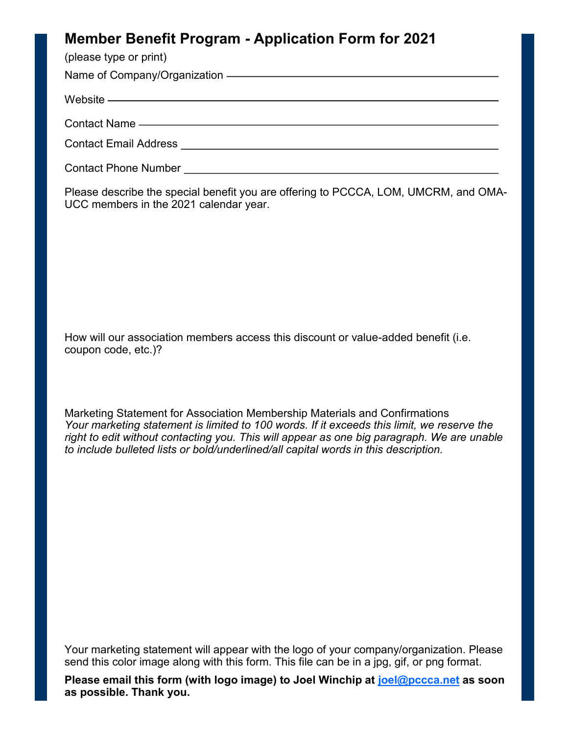# Member Benefit Program - Application Form for 2021

(please type or print)

Name of Company/Organization \_\_\_\_\_\_\_\_\_\_\_\_\_\_\_\_\_\_\_\_\_\_\_\_\_\_\_\_\_\_\_\_\_\_\_\_\_\_\_\_

Website \_\_\_\_\_\_\_\_\_\_\_\_\_\_\_\_\_\_\_\_\_\_\_\_\_\_\_\_\_\_\_\_\_\_\_\_\_\_\_\_\_\_\_\_\_\_\_\_\_\_\_\_\_\_\_\_

Contact Name \_\_\_\_\_\_\_\_\_\_\_\_\_\_\_\_\_\_\_\_\_\_\_\_\_\_\_\_\_\_\_\_\_\_\_\_\_\_\_\_\_\_\_\_\_\_\_\_\_\_\_

Contact Email Address \_\_\_\_\_\_\_\_\_\_\_\_\_\_\_\_\_\_\_\_\_\_\_\_\_\_\_\_\_\_\_\_\_\_\_\_\_\_\_\_\_\_\_\_

Contact Phone Number \_\_\_\_\_\_\_\_\_\_\_\_\_\_\_\_\_\_\_\_\_\_\_\_\_\_\_\_\_\_\_\_\_\_\_\_\_\_\_\_\_\_\_\_

Please describe the special benefit you are offering to PCCCA, LOM, UMCRM, and OMA-UCC members in the 2021 calendar year.

How will our association members access this discount or value-added benefit (i.e. coupon code, etc.)?

Marketing Statement for Association Membership Materials and Confirmations

*Your marketing statement is limited to 100 words. If it exceeds this limit, we reserve the right to edit without contacting you. This will appear as one big paragraph. We are unable to include bulleted lists or bold/underlined/all capital words in this description.*

Your marketing statement will appear with the logo of your company/organization. Please send this color image along with this form. This file can be in a jpg, gif, or png format.

**Please email this form (with logo image) to Joel Winchip at joel@pccca.net as soon as possible. Thank you.**